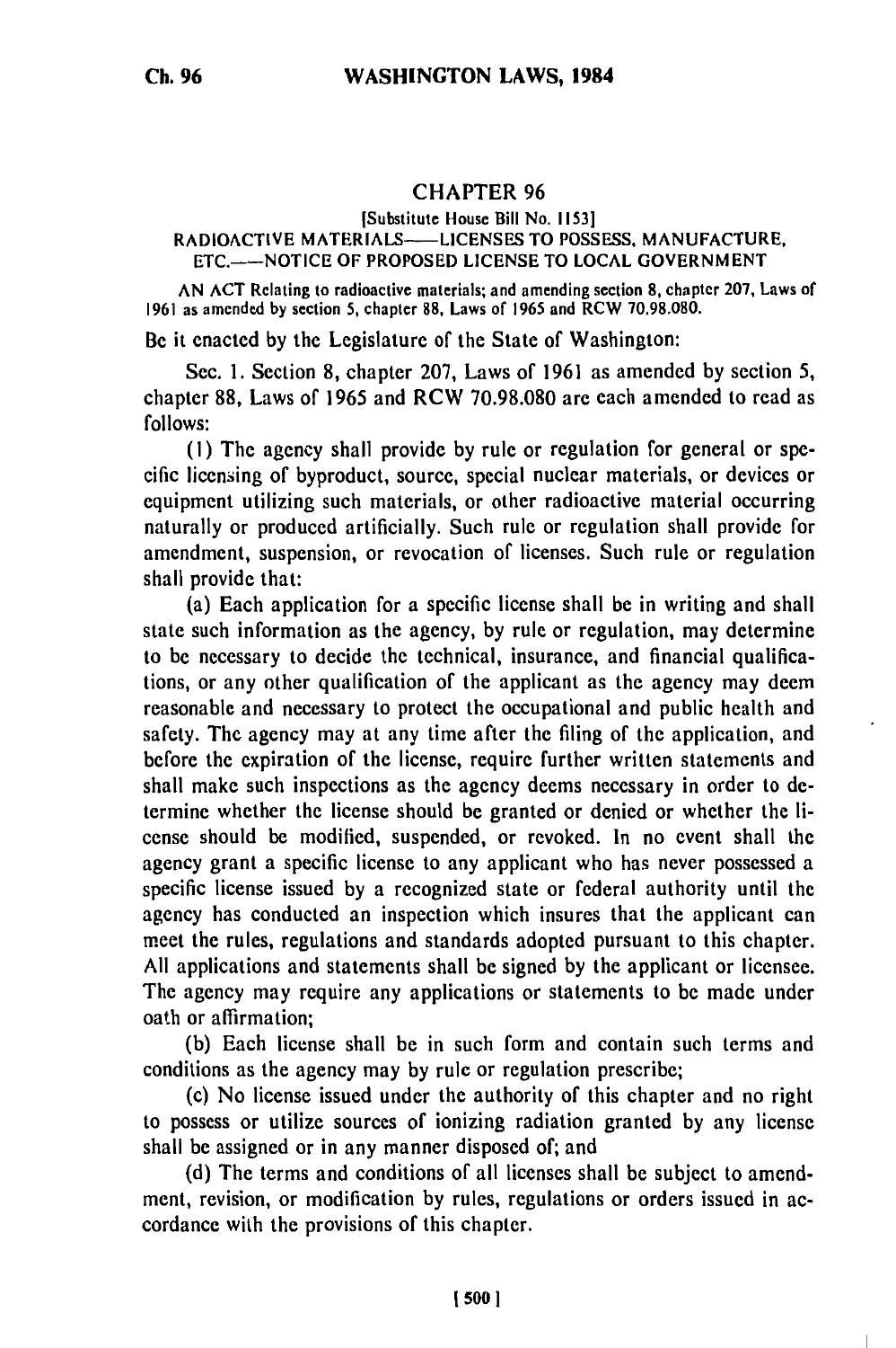# CHAPTER 96

[Substitute House Bill No. 1153]

RADIOACTIVE MATERIALS——LICENSES TO POSSESS, MANUFACTURE, ETC.——NOTICE OF PROPOSED LICENSE TO LOCAL GOVERNMENT

AN ACT Relating to radioactive materials; and amending section 8, chapter 207, Laws of 1961 as amended by section 5, chapter 88, Laws of 1965 and RCW 70.98.080.

Be it enacted by the Legislature of the State of Washington:

Sec. 1. Section 8, chapter 207, Laws of 1961 as amended by section 5, chapter 88, Laws of 1965 and RCW 70.98.080 are each amended to read as follows:

(1) The agency shall provide by rule or regulation for general or specific licensing of byproduct, source, special nuclear materials, or devices or equipment utilizing such materials, or other radioactive material occurring naturally or produced artificially. Such rule or regulation shall provide for amendment, suspension, or revocation of licenses. Such rule or regulation shall provide that:

(a) Each application for a specific license shall be in writing and shall state such information as the agency, by rule or regulation, may determine to be necessary to decide the technical, insurance, and financial qualifications, or any other qualification of the applicant as the agency may deem reasonable and necessary to protect the occupational and public health and safety. The agency may at any time after the filing of the application, and before the expiration of the license, require further written statements and shall make such inspections as the agency deems necessary in order to determine whether the license should be granted or denied or whether the license should be modified, suspended, or revoked. In no event shall the agency grant a specific license to any applicant who has never possessed a specific license issued by a recognized state or federal authority until the agency has conducted an inspection which insures that the applicant can meet the rules, regulations and standards adopted pursuant to this chapter. All applications and statements shall be signed by the applicant or licensee. The agency may require any applications or statements to be made under oath or affirmation;

(b) Each license shall be in such form and contain such terms and conditions as the agency may by rule or regulation prescribe;

(c) No license issued under the authority of this chapter and no right to possess or utilize sources of ionizing radiation granted by any license shall be assigned or in any manner disposed of; and

(d) The terms and conditions of all licenses shall be subject to amendment, revision, or modification by rules, regulations or orders issued in accordance with the provisions of this chapter.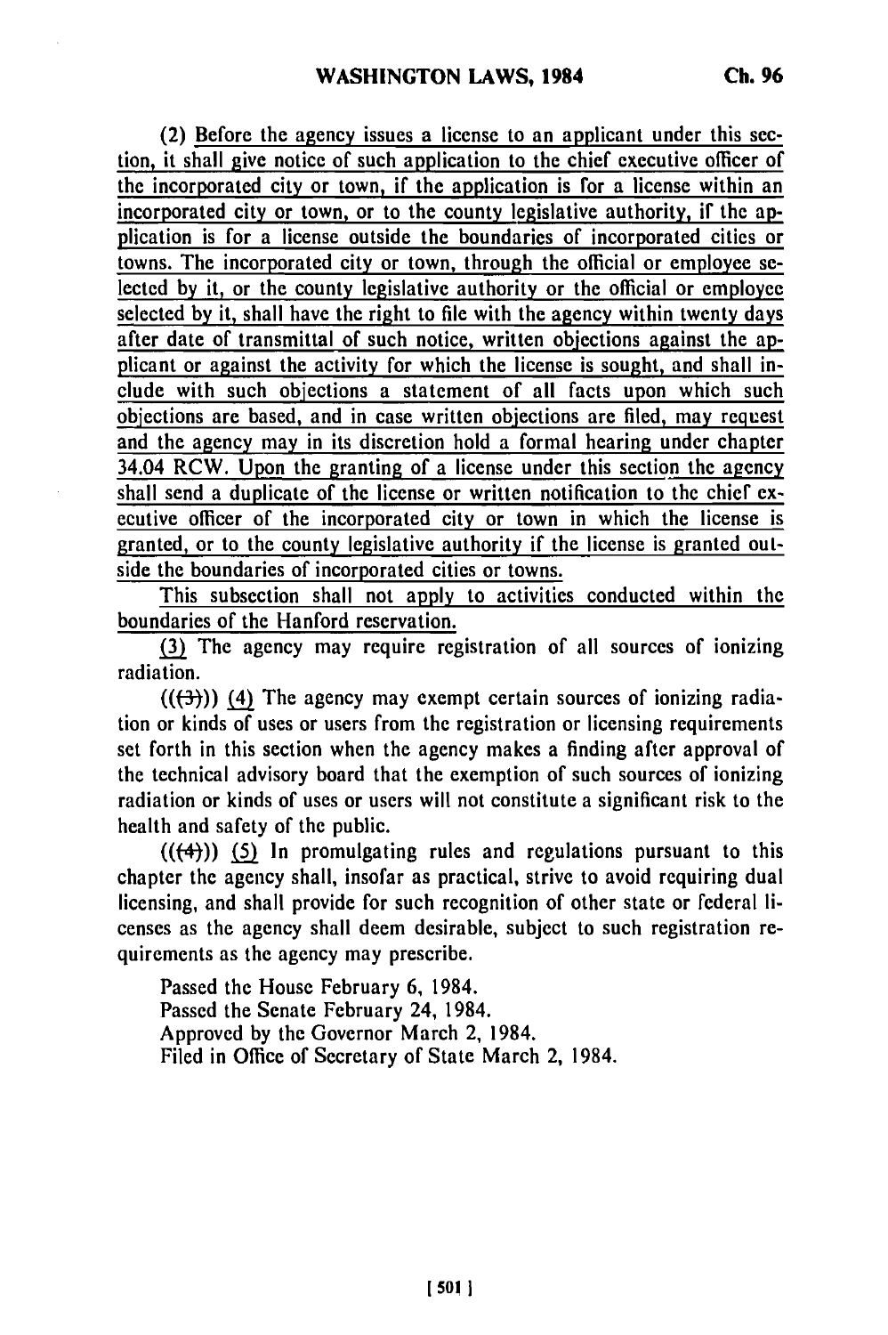(2) Before the agency issues a license to an applicant under this section, it shall give notice of such application to the chief executive officer of the incorporated city or town, if the application is for a license within an incorporated city or town, or to the county legislative authority, if the application is for a license outside the boundaries of incorporated cities or towns. The incorporated city or town, through the official or employee selected by it, or the county legislative authority or the official or employee selected by it, shall have the right to file with the agency within twenty days after date of transmittal of such notice, written objections against the applicant or against the activity for which the license is sought, and shall include with such objections a statement of all facts upon which such objections are based, and in case written objections are filed, may request and the agency may in its discretion hold a formal hearing under chapter 34.04 RCW. Upon the granting of a license under this section the agency shall send a duplicate of the license or written notification to the chief executive officer of the incorporated city or town in which the license is granted, or to the county legislative authority if the license is granted outside the boundaries of incorporated cities or towns.

This subsection shall not apply to activities conducted within the boundaries of the Hanford reservation.

(3) The agency may require registration of all sources of ionizing radiation.

(((3))) (4) The agency may exempt certain sources of ionizing radiation or kinds of uses or users from the registration or licensing requirements set forth in this section when the agency makes a finding after approval of the technical advisory board that the exemption of such sources of ionizing radiation or kinds of uses or users will not constitute a significant risk to the health and safety of the public.

(((4))) (5) In promulgating rules and regulations pursuant to this chapter the agency shall, insofar as practical, strive to avoid requiring dual licensing, and shall provide for such recognition of other state or federal licenses as the agency shall deem desirable, subject to such registration requirements as the agency may prescribe.

Passed the House February 6, 1984.
Passed the Senate February 24, 1984.
Approved by the Governor March 2, 1984.
Filed in Office of Secretary of State March 2, 1984.